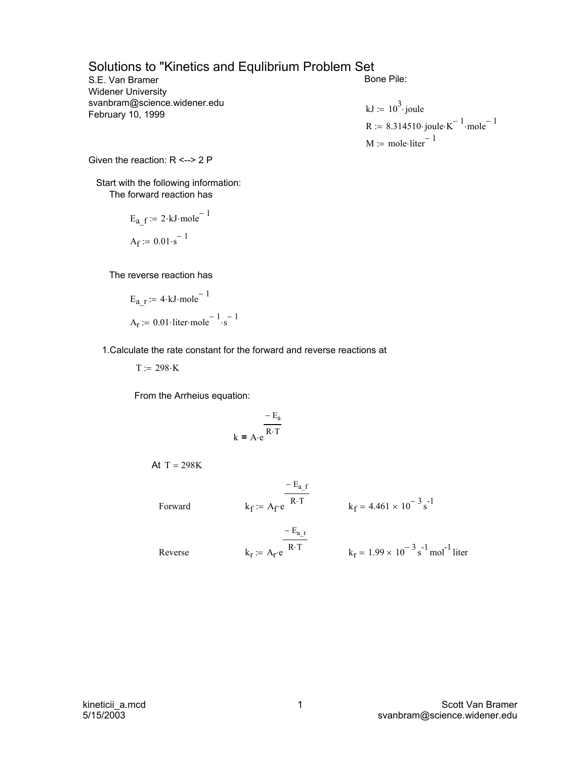# Solutions to "Kinetics and Equlibrium Problem Set

S.E. Van Bramer
Widener University
svanbram@science.widener.edu
February 10, 1999

Bone Pile:

$$kJ := 10^{3} \cdot joule$$

$$R := 8.314510 \cdot joule \cdot K^{-1} \cdot mole^{-1}$$

$$M := mole \cdot liter^{-1}$$

Given the reaction: R <--> 2 P

Start with the following information:

The forward reaction has

$$E_{a\_f} := 2 \cdot kJ \cdot mole^{-1}$$

$$A_f := 0.01 \cdot s^{-1}$$

The reverse reaction has

$$E_{a\_r} := 4 \cdot kJ \cdot mole^{-1}$$

$$A_r := 0.01 \cdot liter \cdot mole^{-1} \cdot s^{-1}$$

1.Calculate the rate constant for the forward and reverse reactions at

$$T := 298 \cdot K$$

From the Arrheius equation:

$$k = A \cdot e^{\frac{-E_a}{R \cdot T}}$$

At $T = 298K$

Forward $\quad k_f := A_f \cdot e^{\frac{-E_{a\_f}}{R \cdot T}} \qquad k_f = 4.461 \times 10^{-3} s^{-1}$

Reverse $\quad k_r := A_r \cdot e^{\frac{-E_{a\_r}}{R \cdot T}} \qquad k_r = 1.99 \times 10^{-3} s^{-1} mol^{-1} liter$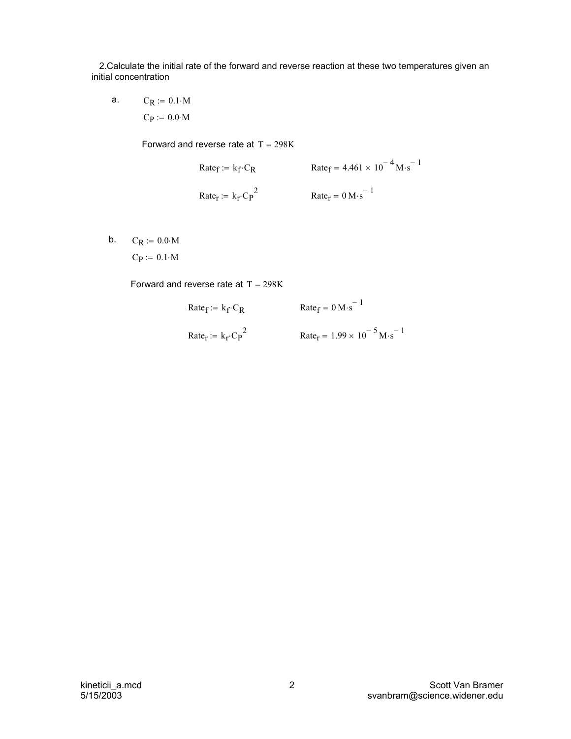2.Calculate the initial rate of the forward and reverse reaction at these two temperatures given an initial concentration

a. $C_R := 0.1 \cdot M$

$C_P := 0.0 \cdot M$

Forward and reverse rate at $T = 298K$

$Rate_f := k_f \cdot C_R \qquad Rate_f = 4.461 \times 10^{-4} M \cdot s^{-1}$

$Rate_r := k_r \cdot C_P^{\,2} \qquad Rate_r = 0\, M \cdot s^{-1}$

b. $C_R := 0.0 \cdot M$

$C_P := 0.1 \cdot M$

Forward and reverse rate at $T = 298K$

$Rate_f := k_f \cdot C_R \qquad Rate_f = 0\, M \cdot s^{-1}$

$Rate_r := k_r \cdot C_P^{\,2} \qquad Rate_r = 1.99 \times 10^{-5} M \cdot s^{-1}$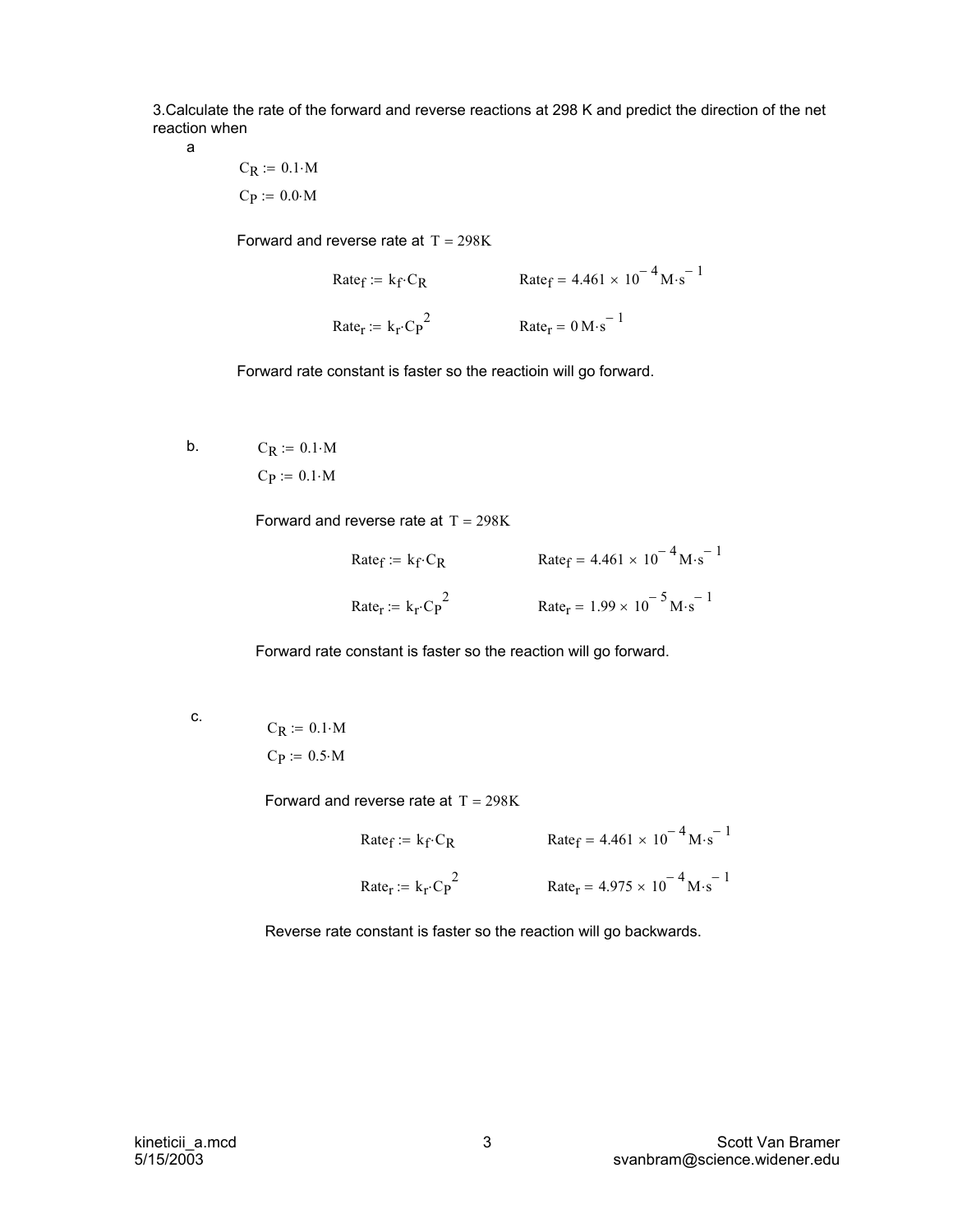3.Calculate the rate of the forward and reverse reactions at 298 K and predict the direction of the net reaction when

a

$C_R := 0.1 \cdot M$

$C_P := 0.0 \cdot M$

Forward and reverse rate at $T = 298K$

$Rate_f := k_f \cdot C_R$ $\quad\quad Rate_f = 4.461 \times 10^{-4} M \cdot s^{-1}$

$Rate_r := k_r \cdot C_P^{\,2}$ $\quad\quad Rate_r = 0 \, M \cdot s^{-1}$

Forward rate constant is faster so the reactioin will go forward.

b.

$C_R := 0.1 \cdot M$

$C_P := 0.1 \cdot M$

Forward and reverse rate at $T = 298K$

$Rate_f := k_f \cdot C_R$ $\quad\quad Rate_f = 4.461 \times 10^{-4} M \cdot s^{-1}$

$Rate_r := k_r \cdot C_P^{\,2}$ $\quad\quad Rate_r = 1.99 \times 10^{-5} M \cdot s^{-1}$

Forward rate constant is faster so the reaction will go forward.

c.

$C_R := 0.1 \cdot M$

$C_P := 0.5 \cdot M$

Forward and reverse rate at $T = 298K$

$Rate_f := k_f \cdot C_R$ $\quad\quad Rate_f = 4.461 \times 10^{-4} M \cdot s^{-1}$

$Rate_r := k_r \cdot C_P^{\,2}$ $\quad\quad Rate_r = 4.975 \times 10^{-4} M \cdot s^{-1}$

Reverse rate constant is faster so the reaction will go backwards.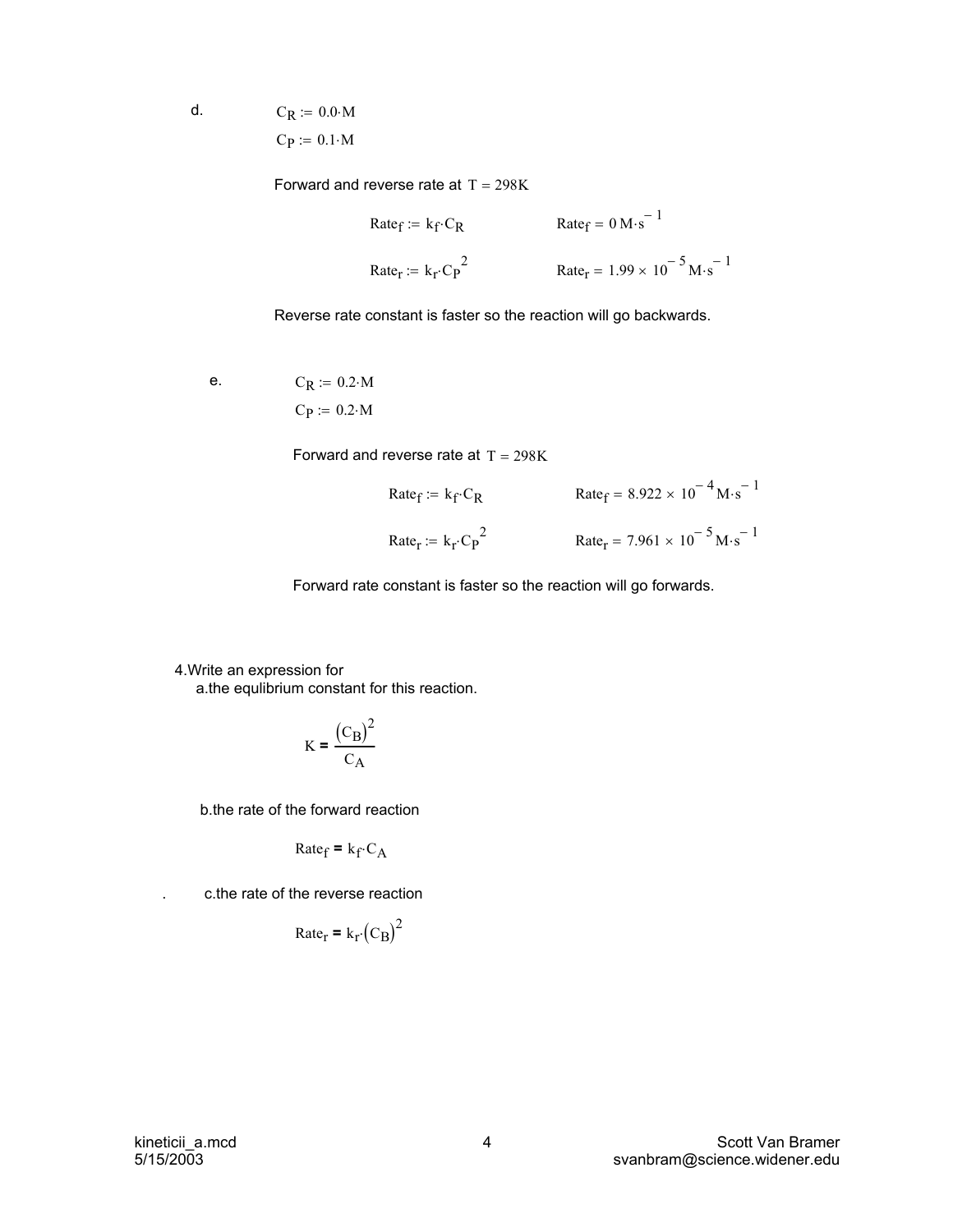d.

$$C_R := 0.0 \cdot M$$

$$C_P := 0.1 \cdot M$$

Forward and reverse rate at $T = 298K$

$$Rate_f := k_f \cdot C_R \qquad Rate_f = 0\,M \cdot s^{-1}$$

$$Rate_r := k_r \cdot C_P^{\,2} \qquad Rate_r = 1.99 \times 10^{-5}\,M \cdot s^{-1}$$

Reverse rate constant is faster so the reaction will go backwards.

e.

$$C_R := 0.2 \cdot M$$

$$C_P := 0.2 \cdot M$$

Forward and reverse rate at $T = 298K$

$$Rate_f := k_f \cdot C_R \qquad Rate_f = 8.922 \times 10^{-4}\,M \cdot s^{-1}$$

$$Rate_r := k_r \cdot C_P^{\,2} \qquad Rate_r = 7.961 \times 10^{-5}\,M \cdot s^{-1}$$

Forward rate constant is faster so the reaction will go forwards.

4.Write an expression for

a.the equlibrium constant for this reaction.

$$K = \frac{(C_B)^2}{C_A}$$

b.the rate of the forward reaction

$$Rate_f = k_f \cdot C_A$$

c.the rate of the reverse reaction

$$Rate_r = k_r \cdot (C_B)^2$$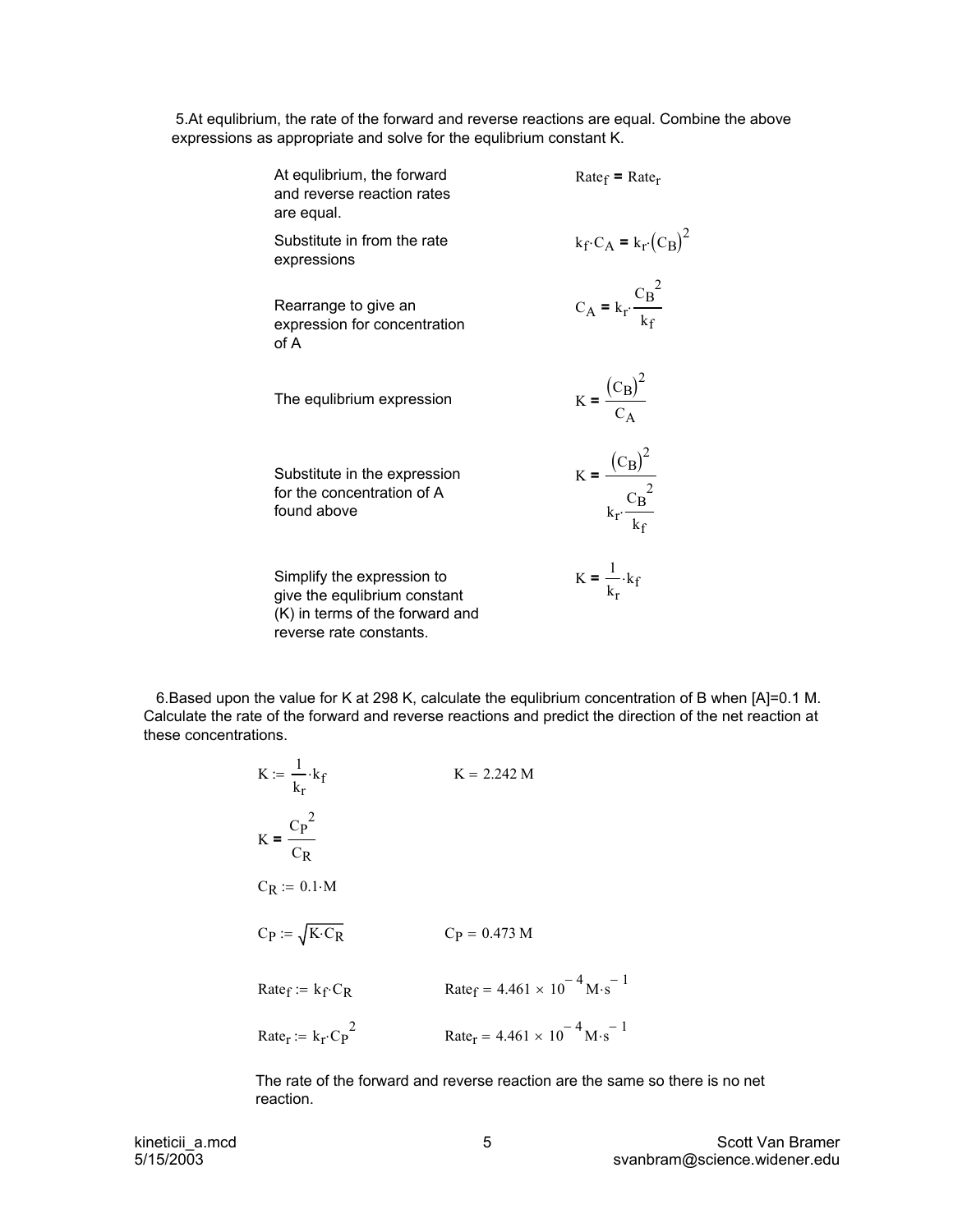5.At equlibrium, the rate of the forward and reverse reactions are equal. Combine the above expressions as appropriate and solve for the equlibrium constant K.

At equlibrium, the forward and reverse reaction rates are equal.

$$Rate_f = Rate_r$$

Substitute in from the rate expressions

$$k_f \cdot C_A = k_r \cdot (C_B)^2$$

Rearrange to give an expression for concentration of A

$$C_A = k_r \cdot \frac{C_B^2}{k_f}$$

The equlibrium expression

$$K = \frac{(C_B)^2}{C_A}$$

Substitute in the expression for the concentration of A found above

$$K = \frac{(C_B)^2}{k_r \cdot \frac{C_B^2}{k_f}}$$

Simplify the expression to give the equlibrium constant (K) in terms of the forward and reverse rate constants.

$$K = \frac{1}{k_r} \cdot k_f$$

6.Based upon the value for K at 298 K, calculate the equlibrium concentration of B when [A]=0.1 M. Calculate the rate of the forward and reverse reactions and predict the direction of the net reaction at these concentrations.

$$K := \frac{1}{k_r} \cdot k_f \qquad K = 2.242\ M$$

$$K = \frac{C_P^2}{C_R}$$

$$C_R := 0.1 \cdot M$$

$$C_P := \sqrt{K \cdot C_R} \qquad C_P = 0.473\ M$$

$$Rate_f := k_f \cdot C_R \qquad Rate_f = 4.461 \times 10^{-4}\ M \cdot s^{-1}$$

$$Rate_r := k_r \cdot C_P^2 \qquad Rate_r = 4.461 \times 10^{-4}\ M \cdot s^{-1}$$

The rate of the forward and reverse reaction are the same so there is no net reaction.